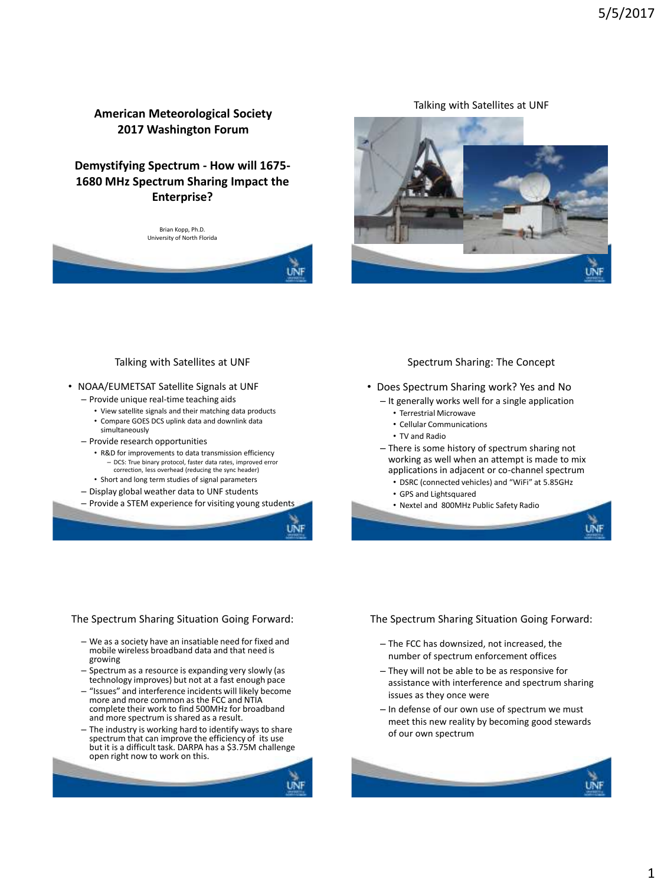# American Meteorological Society 2017 Washington Forum

## Demystifying Spectrum - How will 1675-1680 MHz Spectrum Sharing Impact the Enterprise?

Brian Kopp, Ph.D.
University of North Florida

## Talking with Satellites at UNF

## Talking with Satellites at UNF

- NOAA/EUMETSAT Satellite Signals at UNF
  - Provide unique real-time teaching aids
    - View satellite signals and their matching data products
    - Compare GOES DCS uplink data and downlink data simultaneously
  - Provide research opportunities
    - R&D for improvements to data transmission efficiency
      - DCS: True binary protocol, faster data rates, improved error correction, less overhead (reducing the sync header)
    - Short and long term studies of signal parameters
  - Display global weather data to UNF students
  - Provide a STEM experience for visiting young students

## Spectrum Sharing: The Concept

- Does Spectrum Sharing work? Yes and No
  - It generally works well for a single application
    - Terrestrial Microwave
    - Cellular Communications
    - TV and Radio
  - There is some history of spectrum sharing not working as well when an attempt is made to mix applications in adjacent or co-channel spectrum
    - DSRC (connected vehicles) and "WiFi" at 5.85GHz
    - GPS and Lightsquared
    - Nextel and 800MHz Public Safety Radio

## The Spectrum Sharing Situation Going Forward:

- We as a society have an insatiable need for fixed and mobile wireless broadband data and that need is growing
- Spectrum as a resource is expanding very slowly (as technology improves) but not at a fast enough pace
- "Issues" and interference incidents will likely become more and more common as the FCC and NTIA complete their work to find 500MHz for broadband and more spectrum is shared as a result.
- The industry is working hard to identify ways to share spectrum that can improve the efficiency of its use but it is a difficult task. DARPA has a $3.75M challenge open right now to work on this.

## The Spectrum Sharing Situation Going Forward:

- The FCC has downsized, not increased, the number of spectrum enforcement offices
- They will not be able to be as responsive for assistance with interference and spectrum sharing issues as they once were
- In defense of our own use of spectrum we must meet this new reality by becoming good stewards of our own spectrum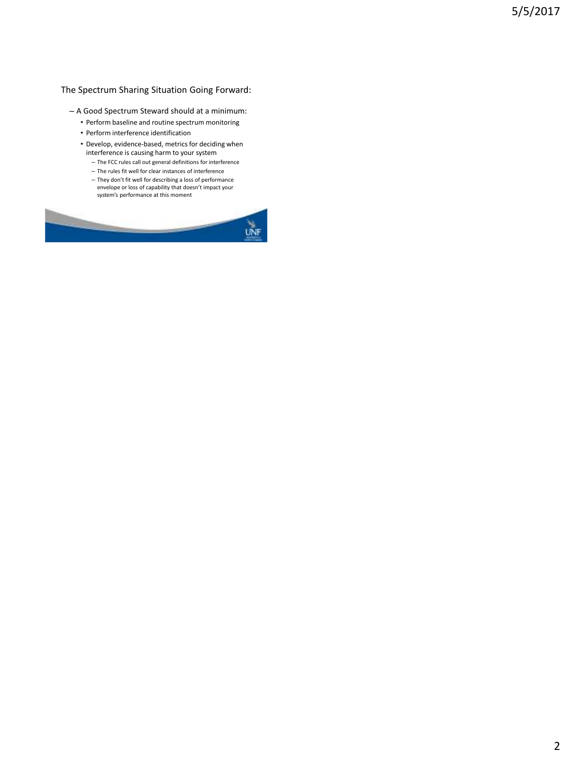## The Spectrum Sharing Situation Going Forward:

- A Good Spectrum Steward should at a minimum:
  - Perform baseline and routine spectrum monitoring
  - Perform interference identification
  - Develop, evidence-based, metrics for deciding when interference is causing harm to your system
    - The FCC rules call out general definitions for interference
    - The rules fit well for clear instances of interference
    - They don't fit well for describing a loss of performance envelope or loss of capability that doesn't impact your system's performance at this moment